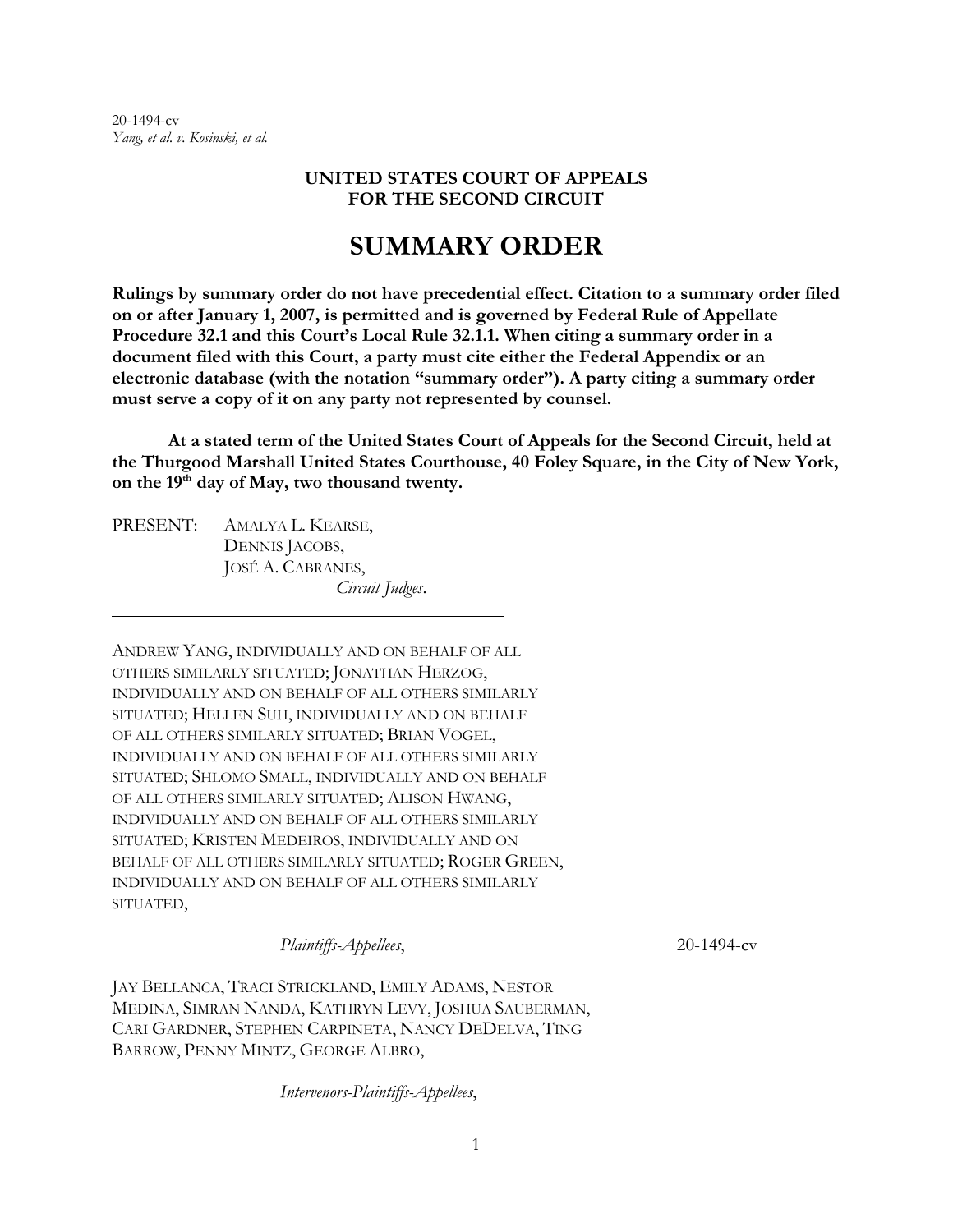20-1494-cv
*Yang, et al. v. Kosinski, et al.*

**UNITED STATES COURT OF APPEALS**
**FOR THE SECOND CIRCUIT**

# SUMMARY ORDER

**Rulings by summary order do not have precedential effect. Citation to a summary order filed on or after January 1, 2007, is permitted and is governed by Federal Rule of Appellate Procedure 32.1 and this Court's Local Rule 32.1.1. When citing a summary order in a document filed with this Court, a party must cite either the Federal Appendix or an electronic database (with the notation "summary order"). A party citing a summary order must serve a copy of it on any party not represented by counsel.**

**At a stated term of the United States Court of Appeals for the Second Circuit, held at the Thurgood Marshall United States Courthouse, 40 Foley Square, in the City of New York, on the 19th day of May, two thousand twenty.**

PRESENT: AMALYA L. KEARSE,
DENNIS JACOBS,
JOSÉ A. CABRANES,
*Circuit Judges*.

---

ANDREW YANG, INDIVIDUALLY AND ON BEHALF OF ALL OTHERS SIMILARLY SITUATED; JONATHAN HERZOG, INDIVIDUALLY AND ON BEHALF OF ALL OTHERS SIMILARLY SITUATED; HELLEN SUH, INDIVIDUALLY AND ON BEHALF OF ALL OTHERS SIMILARLY SITUATED; BRIAN VOGEL, INDIVIDUALLY AND ON BEHALF OF ALL OTHERS SIMILARLY SITUATED; SHLOMO SMALL, INDIVIDUALLY AND ON BEHALF OF ALL OTHERS SIMILARLY SITUATED; ALISON HWANG, INDIVIDUALLY AND ON BEHALF OF ALL OTHERS SIMILARLY SITUATED; KRISTEN MEDEIROS, INDIVIDUALLY AND ON BEHALF OF ALL OTHERS SIMILARLY SITUATED; ROGER GREEN, INDIVIDUALLY AND ON BEHALF OF ALL OTHERS SIMILARLY SITUATED,

*Plaintiffs-Appellees*, 20-1494-cv

JAY BELLANCA, TRACI STRICKLAND, EMILY ADAMS, NESTOR MEDINA, SIMRAN NANDA, KATHRYN LEVY, JOSHUA SAUBERMAN, CARI GARDNER, STEPHEN CARPINETA, NANCY DEDELVA, TING BARROW, PENNY MINTZ, GEORGE ALBRO,

*Intervenors-Plaintiffs-Appellees*,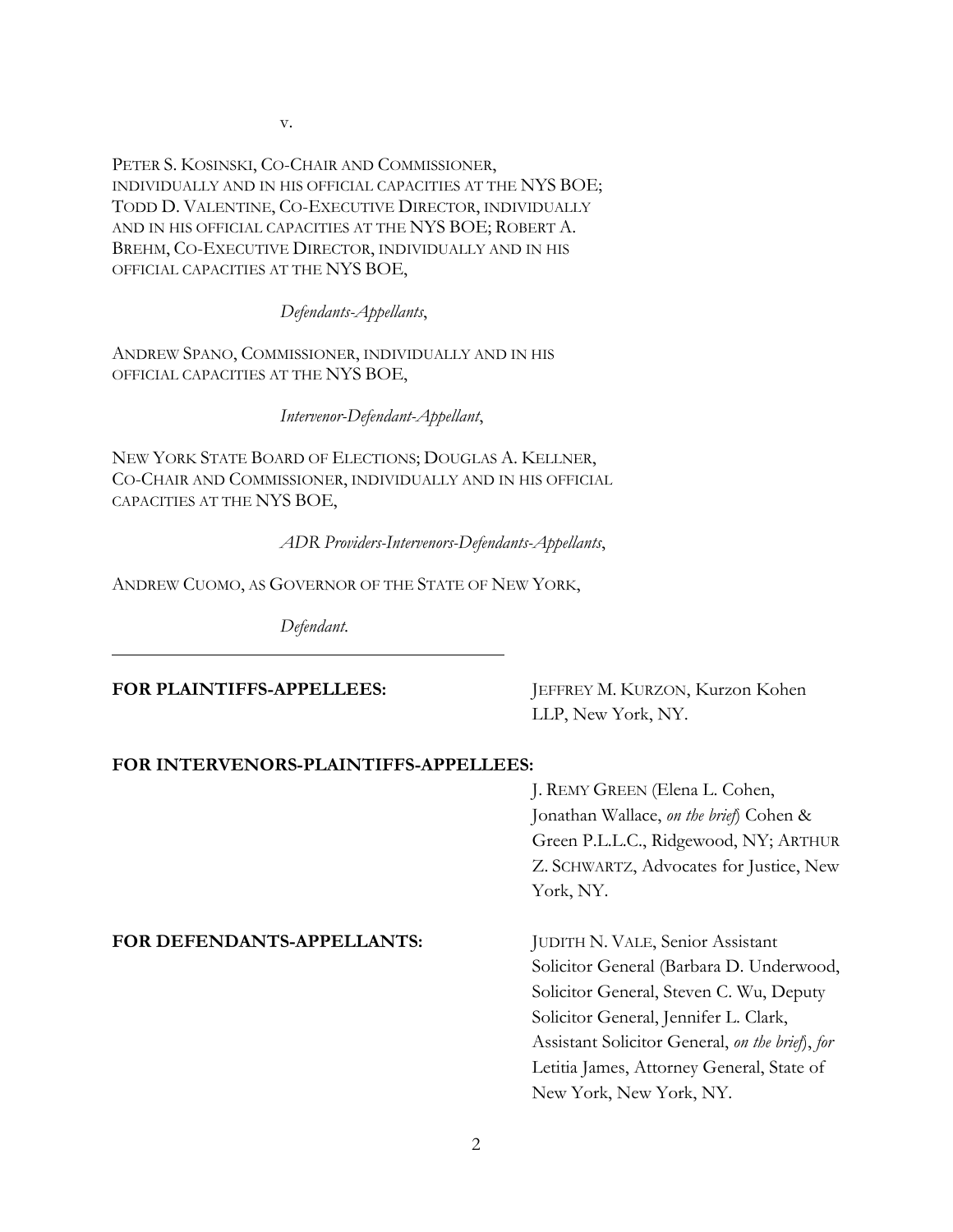v.

PETER S. KOSINSKI, CO-CHAIR AND COMMISSIONER, INDIVIDUALLY AND IN HIS OFFICIAL CAPACITIES AT THE NYS BOE; TODD D. VALENTINE, CO-EXECUTIVE DIRECTOR, INDIVIDUALLY AND IN HIS OFFICIAL CAPACITIES AT THE NYS BOE; ROBERT A. BREHM, CO-EXECUTIVE DIRECTOR, INDIVIDUALLY AND IN HIS OFFICIAL CAPACITIES AT THE NYS BOE,

*Defendants-Appellants*,

ANDREW SPANO, COMMISSIONER, INDIVIDUALLY AND IN HIS OFFICIAL CAPACITIES AT THE NYS BOE,

*Intervenor-Defendant-Appellant*,

NEW YORK STATE BOARD OF ELECTIONS; DOUGLAS A. KELLNER, CO-CHAIR AND COMMISSIONER, INDIVIDUALLY AND IN HIS OFFICIAL CAPACITIES AT THE NYS BOE,

*ADR Providers-Intervenors-Defendants-Appellants*,

ANDREW CUOMO, AS GOVERNOR OF THE STATE OF NEW YORK,

*Defendant.*

---

**FOR PLAINTIFFS-APPELLEES:** JEFFREY M. KURZON, Kurzon Kohen LLP, New York, NY.

**FOR INTERVENORS-PLAINTIFFS-APPELLEES:** J. REMY GREEN (Elena L. Cohen, Jonathan Wallace, *on the brief*) Cohen & Green P.L.L.C., Ridgewood, NY; ARTHUR Z. SCHWARTZ, Advocates for Justice, New York, NY.

**FOR DEFENDANTS-APPELLANTS:** JUDITH N. VALE, Senior Assistant Solicitor General (Barbara D. Underwood, Solicitor General, Steven C. Wu, Deputy Solicitor General, Jennifer L. Clark, Assistant Solicitor General, *on the brief*), *for* Letitia James, Attorney General, State of New York, New York, NY.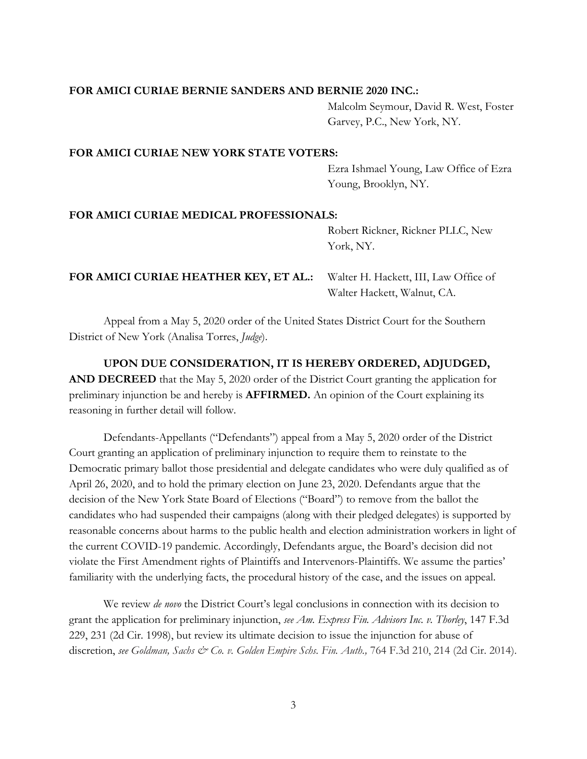**FOR AMICI CURIAE BERNIE SANDERS AND BERNIE 2020 INC.:**
Malcolm Seymour, David R. West, Foster Garvey, P.C., New York, NY.

**FOR AMICI CURIAE NEW YORK STATE VOTERS:**
Ezra Ishmael Young, Law Office of Ezra Young, Brooklyn, NY.

**FOR AMICI CURIAE MEDICAL PROFESSIONALS:**
Robert Rickner, Rickner PLLC, New York, NY.

**FOR AMICI CURIAE HEATHER KEY, ET AL.:** Walter H. Hackett, III, Law Office of Walter Hackett, Walnut, CA.

Appeal from a May 5, 2020 order of the United States District Court for the Southern District of New York (Analisa Torres, *Judge*).

**UPON DUE CONSIDERATION, IT IS HEREBY ORDERED, ADJUDGED, AND DECREED** that the May 5, 2020 order of the District Court granting the application for preliminary injunction be and hereby is **AFFIRMED.** An opinion of the Court explaining its reasoning in further detail will follow.

Defendants-Appellants ("Defendants") appeal from a May 5, 2020 order of the District Court granting an application of preliminary injunction to require them to reinstate to the Democratic primary ballot those presidential and delegate candidates who were duly qualified as of April 26, 2020, and to hold the primary election on June 23, 2020. Defendants argue that the decision of the New York State Board of Elections ("Board") to remove from the ballot the candidates who had suspended their campaigns (along with their pledged delegates) is supported by reasonable concerns about harms to the public health and election administration workers in light of the current COVID-19 pandemic. Accordingly, Defendants argue, the Board's decision did not violate the First Amendment rights of Plaintiffs and Intervenors-Plaintiffs. We assume the parties' familiarity with the underlying facts, the procedural history of the case, and the issues on appeal.

We review *de novo* the District Court's legal conclusions in connection with its decision to grant the application for preliminary injunction, *see Am. Express Fin. Advisors Inc. v. Thorley*, 147 F.3d 229, 231 (2d Cir. 1998), but review its ultimate decision to issue the injunction for abuse of discretion, *see Goldman, Sachs & Co. v. Golden Empire Schs. Fin. Auth.,* 764 F.3d 210, 214 (2d Cir. 2014).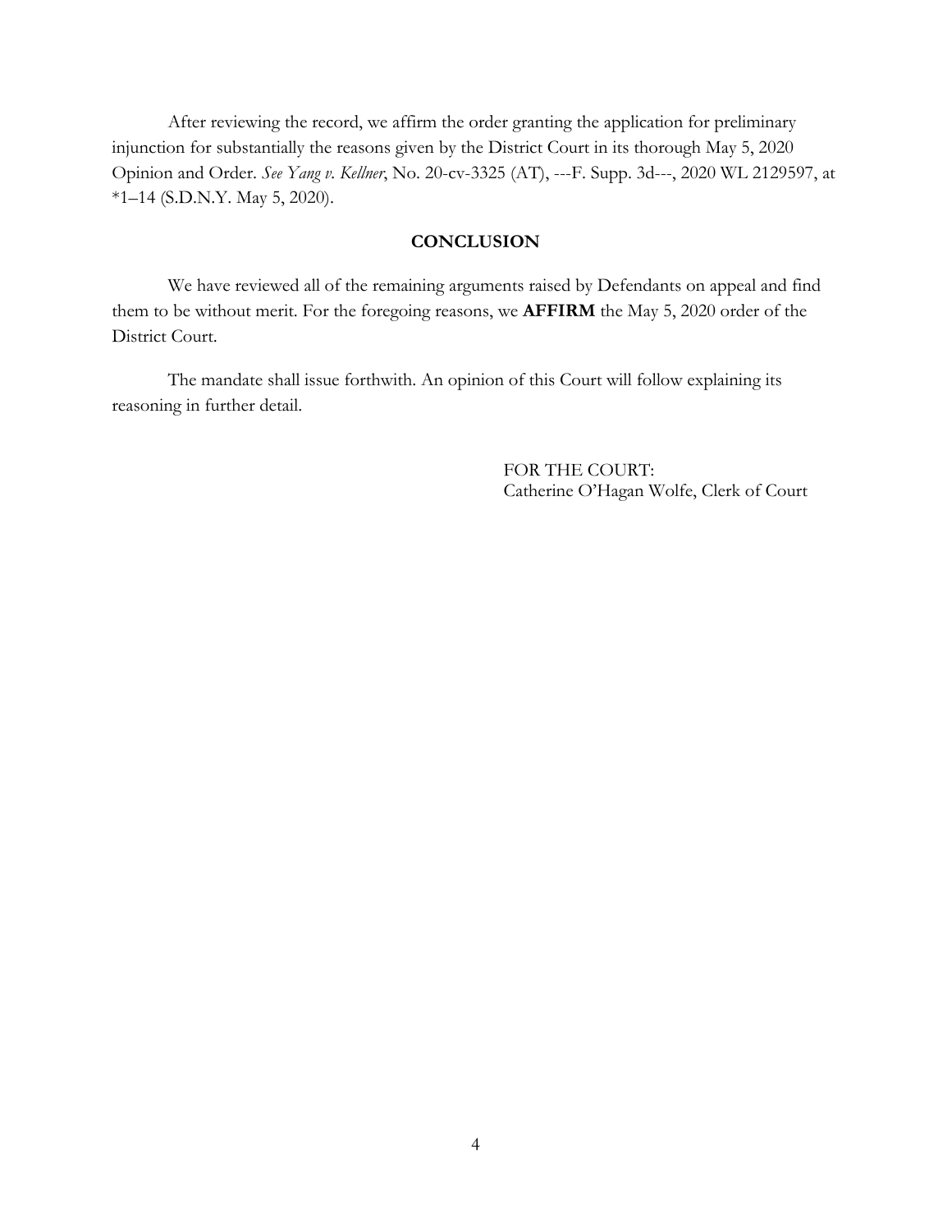After reviewing the record, we affirm the order granting the application for preliminary injunction for substantially the reasons given by the District Court in its thorough May 5, 2020 Opinion and Order. *See Yang v. Kellner*, No. 20-cv-3325 (AT), ---F. Supp. 3d---, 2020 WL 2129597, at *1–14 (S.D.N.Y. May 5, 2020).

## CONCLUSION

We have reviewed all of the remaining arguments raised by Defendants on appeal and find them to be without merit. For the foregoing reasons, we **AFFIRM** the May 5, 2020 order of the District Court.

The mandate shall issue forthwith. An opinion of this Court will follow explaining its reasoning in further detail.

FOR THE COURT:
Catherine O'Hagan Wolfe, Clerk of Court